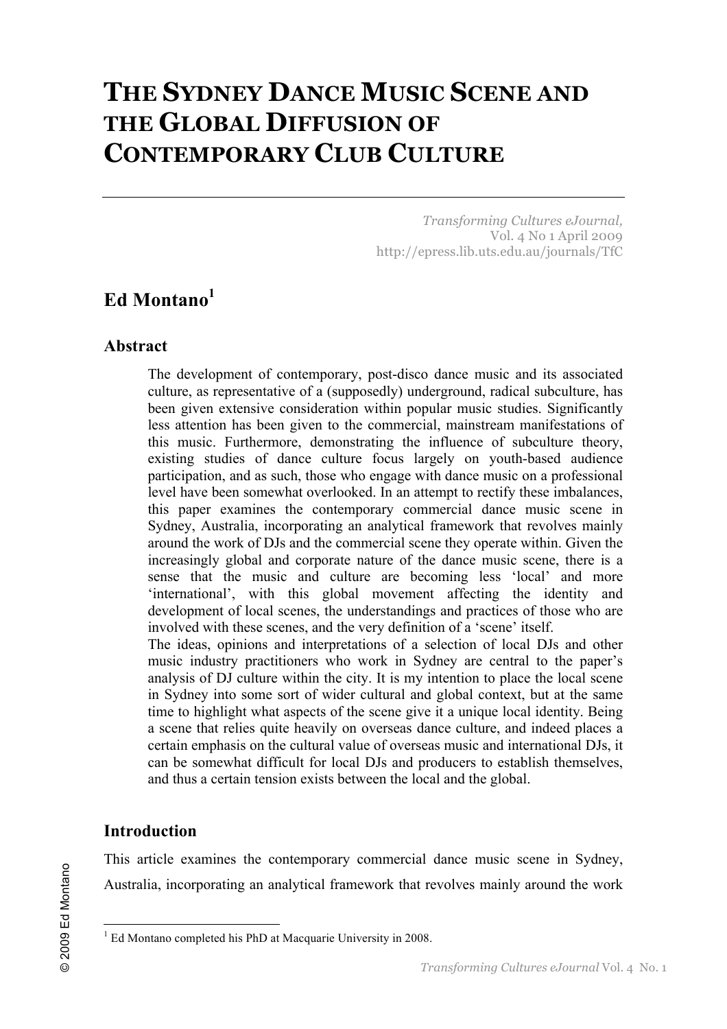# THE SYDNEY DANCE MUSIC SCENE AND THE GLOBAL DIFFUSION OF CONTEMPORARY CLUB CULTURE

*Transforming Cultures eJournal,*
Vol. 4 No 1 April 2009
http://epress.lib.uts.edu.au/journals/TfC

## Ed Montano[1]

### Abstract

The development of contemporary, post-disco dance music and its associated culture, as representative of a (supposedly) underground, radical subculture, has been given extensive consideration within popular music studies. Significantly less attention has been given to the commercial, mainstream manifestations of this music. Furthermore, demonstrating the influence of subculture theory, existing studies of dance culture focus largely on youth-based audience participation, and as such, those who engage with dance music on a professional level have been somewhat overlooked. In an attempt to rectify these imbalances, this paper examines the contemporary commercial dance music scene in Sydney, Australia, incorporating an analytical framework that revolves mainly around the work of DJs and the commercial scene they operate within. Given the increasingly global and corporate nature of the dance music scene, there is a sense that the music and culture are becoming less 'local' and more 'international', with this global movement affecting the identity and development of local scenes, the understandings and practices of those who are involved with these scenes, and the very definition of a 'scene' itself.

The ideas, opinions and interpretations of a selection of local DJs and other music industry practitioners who work in Sydney are central to the paper's analysis of DJ culture within the city. It is my intention to place the local scene in Sydney into some sort of wider cultural and global context, but at the same time to highlight what aspects of the scene give it a unique local identity. Being a scene that relies quite heavily on overseas dance culture, and indeed places a certain emphasis on the cultural value of overseas music and international DJs, it can be somewhat difficult for local DJs and producers to establish themselves, and thus a certain tension exists between the local and the global.

### Introduction

This article examines the contemporary commercial dance music scene in Sydney, Australia, incorporating an analytical framework that revolves mainly around the work

[1] Ed Montano completed his PhD at Macquarie University in 2008.

© 2009 Ed Montano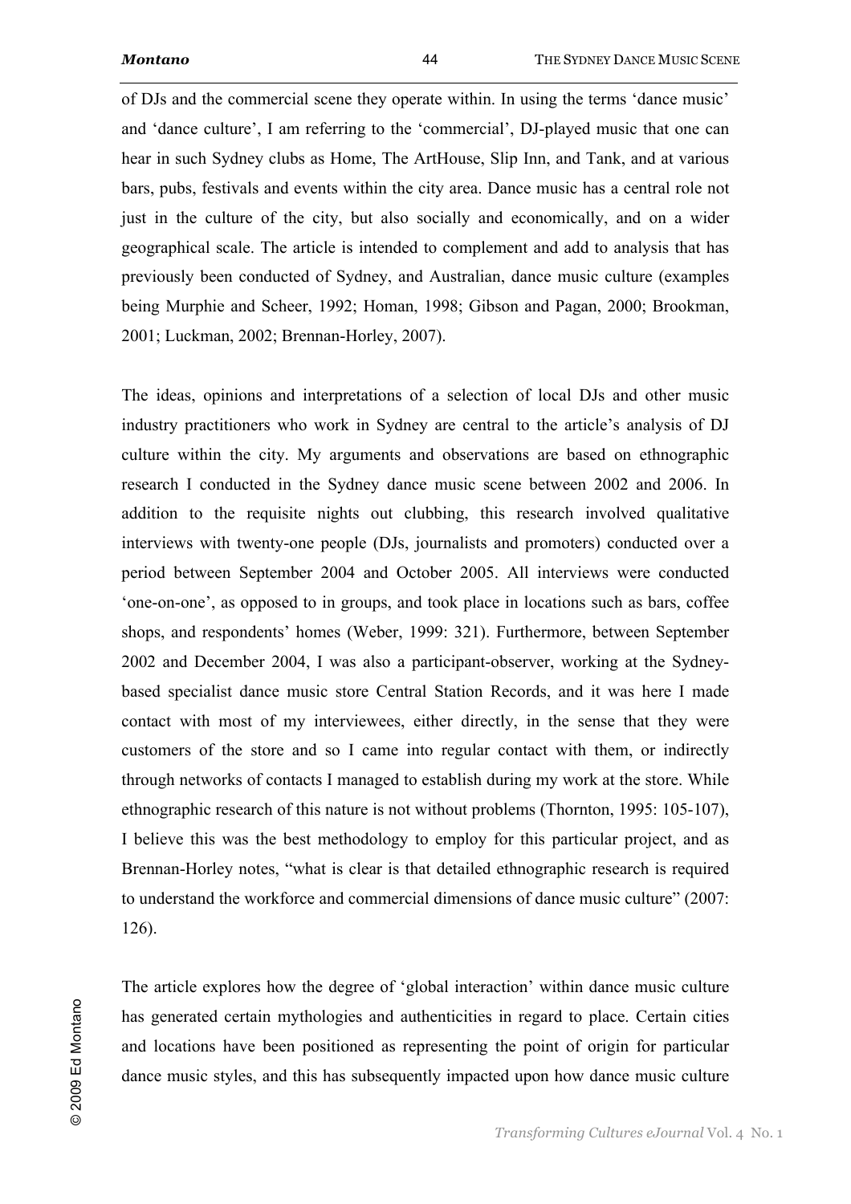of DJs and the commercial scene they operate within. In using the terms 'dance music' and 'dance culture', I am referring to the 'commercial', DJ-played music that one can hear in such Sydney clubs as Home, The ArtHouse, Slip Inn, and Tank, and at various bars, pubs, festivals and events within the city area. Dance music has a central role not just in the culture of the city, but also socially and economically, and on a wider geographical scale. The article is intended to complement and add to analysis that has previously been conducted of Sydney, and Australian, dance music culture (examples being Murphie and Scheer, 1992; Homan, 1998; Gibson and Pagan, 2000; Brookman, 2001; Luckman, 2002; Brennan-Horley, 2007).

The ideas, opinions and interpretations of a selection of local DJs and other music industry practitioners who work in Sydney are central to the article's analysis of DJ culture within the city. My arguments and observations are based on ethnographic research I conducted in the Sydney dance music scene between 2002 and 2006. In addition to the requisite nights out clubbing, this research involved qualitative interviews with twenty-one people (DJs, journalists and promoters) conducted over a period between September 2004 and October 2005. All interviews were conducted 'one-on-one', as opposed to in groups, and took place in locations such as bars, coffee shops, and respondents' homes (Weber, 1999: 321). Furthermore, between September 2002 and December 2004, I was also a participant-observer, working at the Sydney-based specialist dance music store Central Station Records, and it was here I made contact with most of my interviewees, either directly, in the sense that they were customers of the store and so I came into regular contact with them, or indirectly through networks of contacts I managed to establish during my work at the store. While ethnographic research of this nature is not without problems (Thornton, 1995: 105-107), I believe this was the best methodology to employ for this particular project, and as Brennan-Horley notes, "what is clear is that detailed ethnographic research is required to understand the workforce and commercial dimensions of dance music culture" (2007: 126).

The article explores how the degree of 'global interaction' within dance music culture has generated certain mythologies and authenticities in regard to place. Certain cities and locations have been positioned as representing the point of origin for particular dance music styles, and this has subsequently impacted upon how dance music culture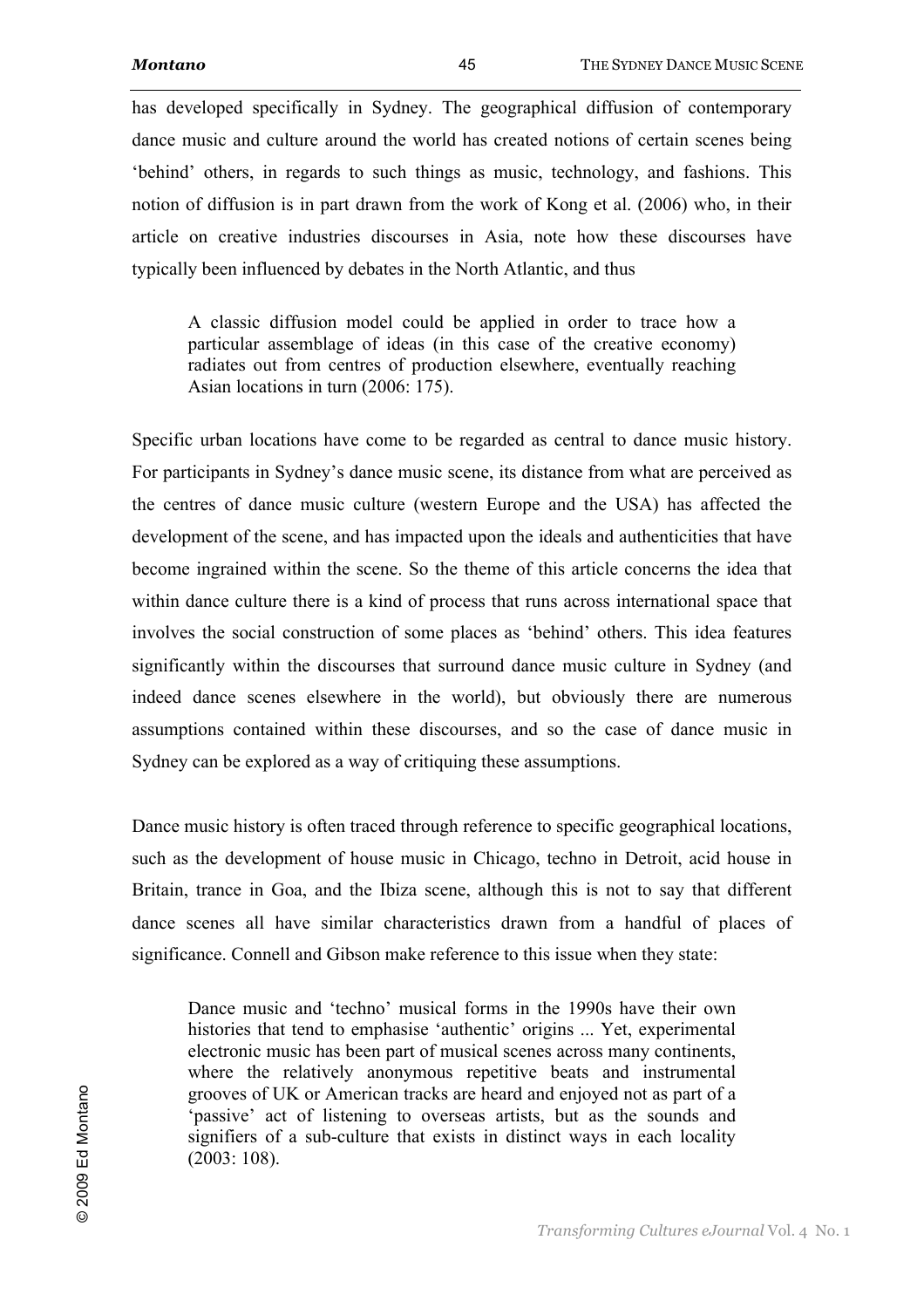has developed specifically in Sydney. The geographical diffusion of contemporary dance music and culture around the world has created notions of certain scenes being 'behind' others, in regards to such things as music, technology, and fashions. This notion of diffusion is in part drawn from the work of Kong et al. (2006) who, in their article on creative industries discourses in Asia, note how these discourses have typically been influenced by debates in the North Atlantic, and thus

> A classic diffusion model could be applied in order to trace how a particular assemblage of ideas (in this case of the creative economy) radiates out from centres of production elsewhere, eventually reaching Asian locations in turn (2006: 175).

Specific urban locations have come to be regarded as central to dance music history. For participants in Sydney's dance music scene, its distance from what are perceived as the centres of dance music culture (western Europe and the USA) has affected the development of the scene, and has impacted upon the ideals and authenticities that have become ingrained within the scene. So the theme of this article concerns the idea that within dance culture there is a kind of process that runs across international space that involves the social construction of some places as 'behind' others. This idea features significantly within the discourses that surround dance music culture in Sydney (and indeed dance scenes elsewhere in the world), but obviously there are numerous assumptions contained within these discourses, and so the case of dance music in Sydney can be explored as a way of critiquing these assumptions.

Dance music history is often traced through reference to specific geographical locations, such as the development of house music in Chicago, techno in Detroit, acid house in Britain, trance in Goa, and the Ibiza scene, although this is not to say that different dance scenes all have similar characteristics drawn from a handful of places of significance. Connell and Gibson make reference to this issue when they state:

> Dance music and 'techno' musical forms in the 1990s have their own histories that tend to emphasise 'authentic' origins ... Yet, experimental electronic music has been part of musical scenes across many continents, where the relatively anonymous repetitive beats and instrumental grooves of UK or American tracks are heard and enjoyed not as part of a 'passive' act of listening to overseas artists, but as the sounds and signifiers of a sub-culture that exists in distinct ways in each locality (2003: 108).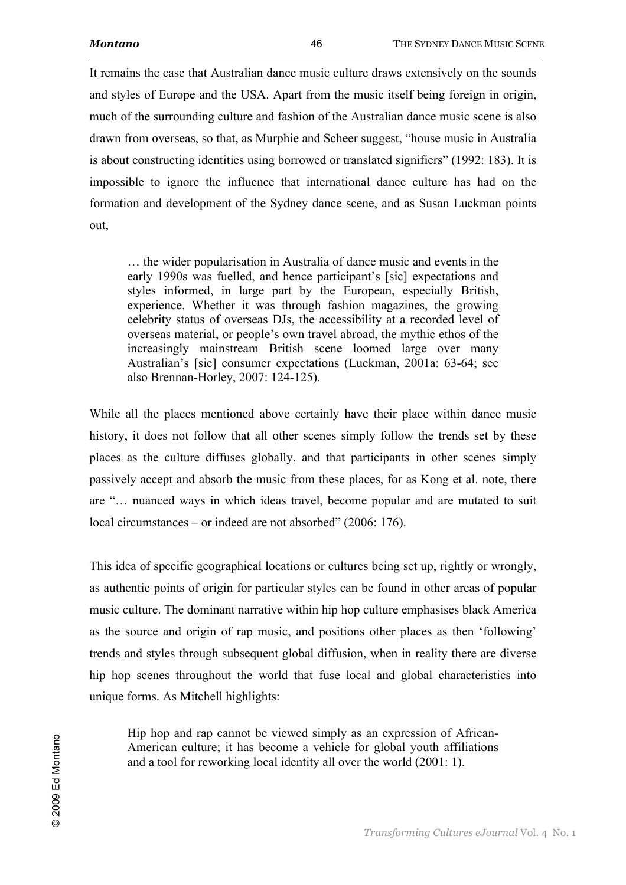It remains the case that Australian dance music culture draws extensively on the sounds and styles of Europe and the USA. Apart from the music itself being foreign in origin, much of the surrounding culture and fashion of the Australian dance music scene is also drawn from overseas, so that, as Murphie and Scheer suggest, "house music in Australia is about constructing identities using borrowed or translated signifiers" (1992: 183). It is impossible to ignore the influence that international dance culture has had on the formation and development of the Sydney dance scene, and as Susan Luckman points out,

> … the wider popularisation in Australia of dance music and events in the early 1990s was fuelled, and hence participant's [sic] expectations and styles informed, in large part by the European, especially British, experience. Whether it was through fashion magazines, the growing celebrity status of overseas DJs, the accessibility at a recorded level of overseas material, or people's own travel abroad, the mythic ethos of the increasingly mainstream British scene loomed large over many Australian's [sic] consumer expectations (Luckman, 2001a: 63-64; see also Brennan-Horley, 2007: 124-125).

While all the places mentioned above certainly have their place within dance music history, it does not follow that all other scenes simply follow the trends set by these places as the culture diffuses globally, and that participants in other scenes simply passively accept and absorb the music from these places, for as Kong et al. note, there are "… nuanced ways in which ideas travel, become popular and are mutated to suit local circumstances – or indeed are not absorbed" (2006: 176).

This idea of specific geographical locations or cultures being set up, rightly or wrongly, as authentic points of origin for particular styles can be found in other areas of popular music culture. The dominant narrative within hip hop culture emphasises black America as the source and origin of rap music, and positions other places as then 'following' trends and styles through subsequent global diffusion, when in reality there are diverse hip hop scenes throughout the world that fuse local and global characteristics into unique forms. As Mitchell highlights:

> Hip hop and rap cannot be viewed simply as an expression of African-American culture; it has become a vehicle for global youth affiliations and a tool for reworking local identity all over the world (2001: 1).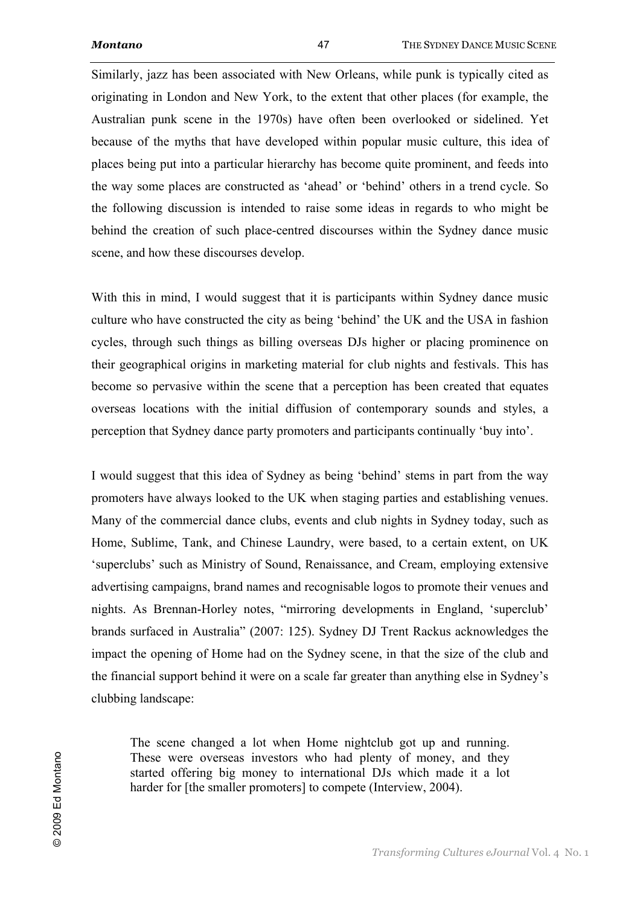Similarly, jazz has been associated with New Orleans, while punk is typically cited as originating in London and New York, to the extent that other places (for example, the Australian punk scene in the 1970s) have often been overlooked or sidelined. Yet because of the myths that have developed within popular music culture, this idea of places being put into a particular hierarchy has become quite prominent, and feeds into the way some places are constructed as 'ahead' or 'behind' others in a trend cycle. So the following discussion is intended to raise some ideas in regards to who might be behind the creation of such place-centred discourses within the Sydney dance music scene, and how these discourses develop.

With this in mind, I would suggest that it is participants within Sydney dance music culture who have constructed the city as being 'behind' the UK and the USA in fashion cycles, through such things as billing overseas DJs higher or placing prominence on their geographical origins in marketing material for club nights and festivals. This has become so pervasive within the scene that a perception has been created that equates overseas locations with the initial diffusion of contemporary sounds and styles, a perception that Sydney dance party promoters and participants continually 'buy into'.

I would suggest that this idea of Sydney as being 'behind' stems in part from the way promoters have always looked to the UK when staging parties and establishing venues. Many of the commercial dance clubs, events and club nights in Sydney today, such as Home, Sublime, Tank, and Chinese Laundry, were based, to a certain extent, on UK 'superclubs' such as Ministry of Sound, Renaissance, and Cream, employing extensive advertising campaigns, brand names and recognisable logos to promote their venues and nights. As Brennan-Horley notes, "mirroring developments in England, 'superclub' brands surfaced in Australia" (2007: 125). Sydney DJ Trent Rackus acknowledges the impact the opening of Home had on the Sydney scene, in that the size of the club and the financial support behind it were on a scale far greater than anything else in Sydney's clubbing landscape:

> The scene changed a lot when Home nightclub got up and running. These were overseas investors who had plenty of money, and they started offering big money to international DJs which made it a lot harder for [the smaller promoters] to compete (Interview, 2004).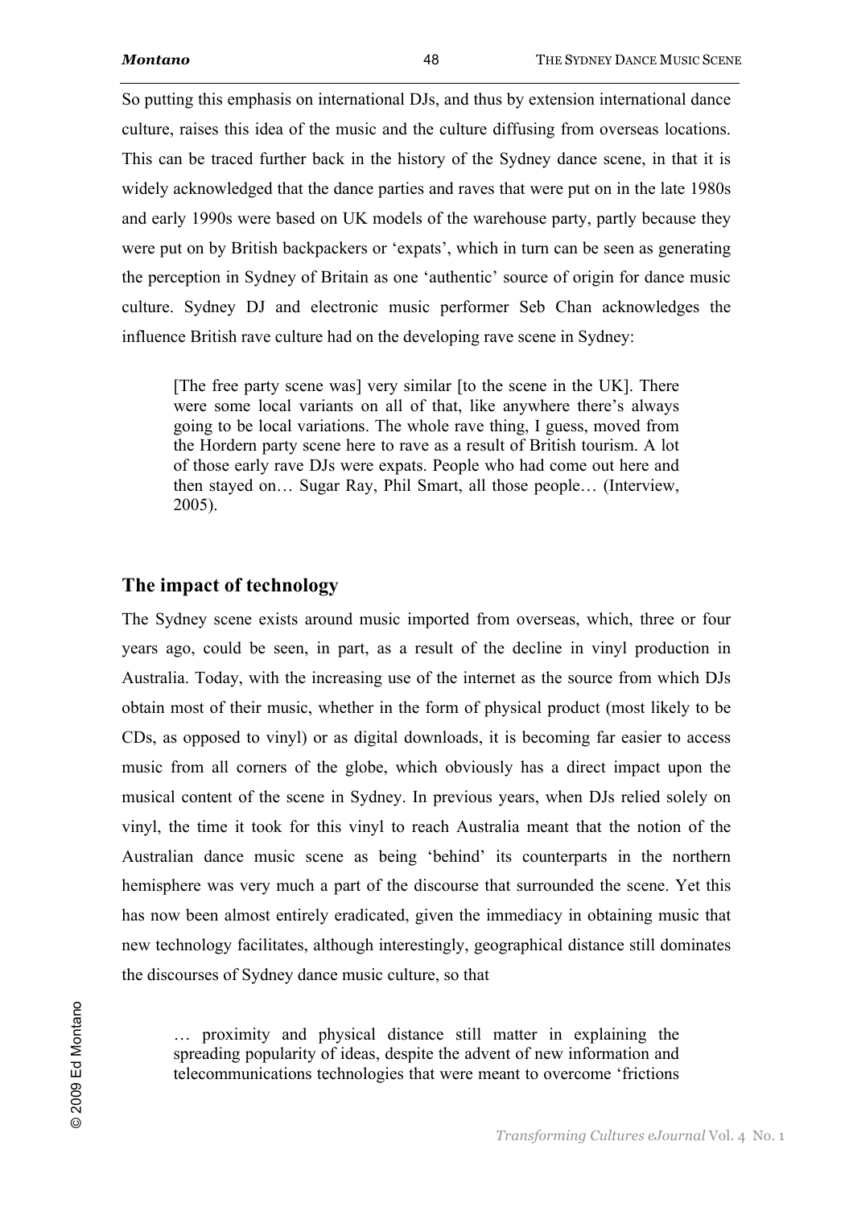So putting this emphasis on international DJs, and thus by extension international dance culture, raises this idea of the music and the culture diffusing from overseas locations. This can be traced further back in the history of the Sydney dance scene, in that it is widely acknowledged that the dance parties and raves that were put on in the late 1980s and early 1990s were based on UK models of the warehouse party, partly because they were put on by British backpackers or 'expats', which in turn can be seen as generating the perception in Sydney of Britain as one 'authentic' source of origin for dance music culture. Sydney DJ and electronic music performer Seb Chan acknowledges the influence British rave culture had on the developing rave scene in Sydney:

> [The free party scene was] very similar [to the scene in the UK]. There were some local variants on all of that, like anywhere there's always going to be local variations. The whole rave thing, I guess, moved from the Hordern party scene here to rave as a result of British tourism. A lot of those early rave DJs were expats. People who had come out here and then stayed on… Sugar Ray, Phil Smart, all those people… (Interview, 2005).

## The impact of technology

The Sydney scene exists around music imported from overseas, which, three or four years ago, could be seen, in part, as a result of the decline in vinyl production in Australia. Today, with the increasing use of the internet as the source from which DJs obtain most of their music, whether in the form of physical product (most likely to be CDs, as opposed to vinyl) or as digital downloads, it is becoming far easier to access music from all corners of the globe, which obviously has a direct impact upon the musical content of the scene in Sydney. In previous years, when DJs relied solely on vinyl, the time it took for this vinyl to reach Australia meant that the notion of the Australian dance music scene as being 'behind' its counterparts in the northern hemisphere was very much a part of the discourse that surrounded the scene. Yet this has now been almost entirely eradicated, given the immediacy in obtaining music that new technology facilitates, although interestingly, geographical distance still dominates the discourses of Sydney dance music culture, so that

> … proximity and physical distance still matter in explaining the spreading popularity of ideas, despite the advent of new information and telecommunications technologies that were meant to overcome 'frictions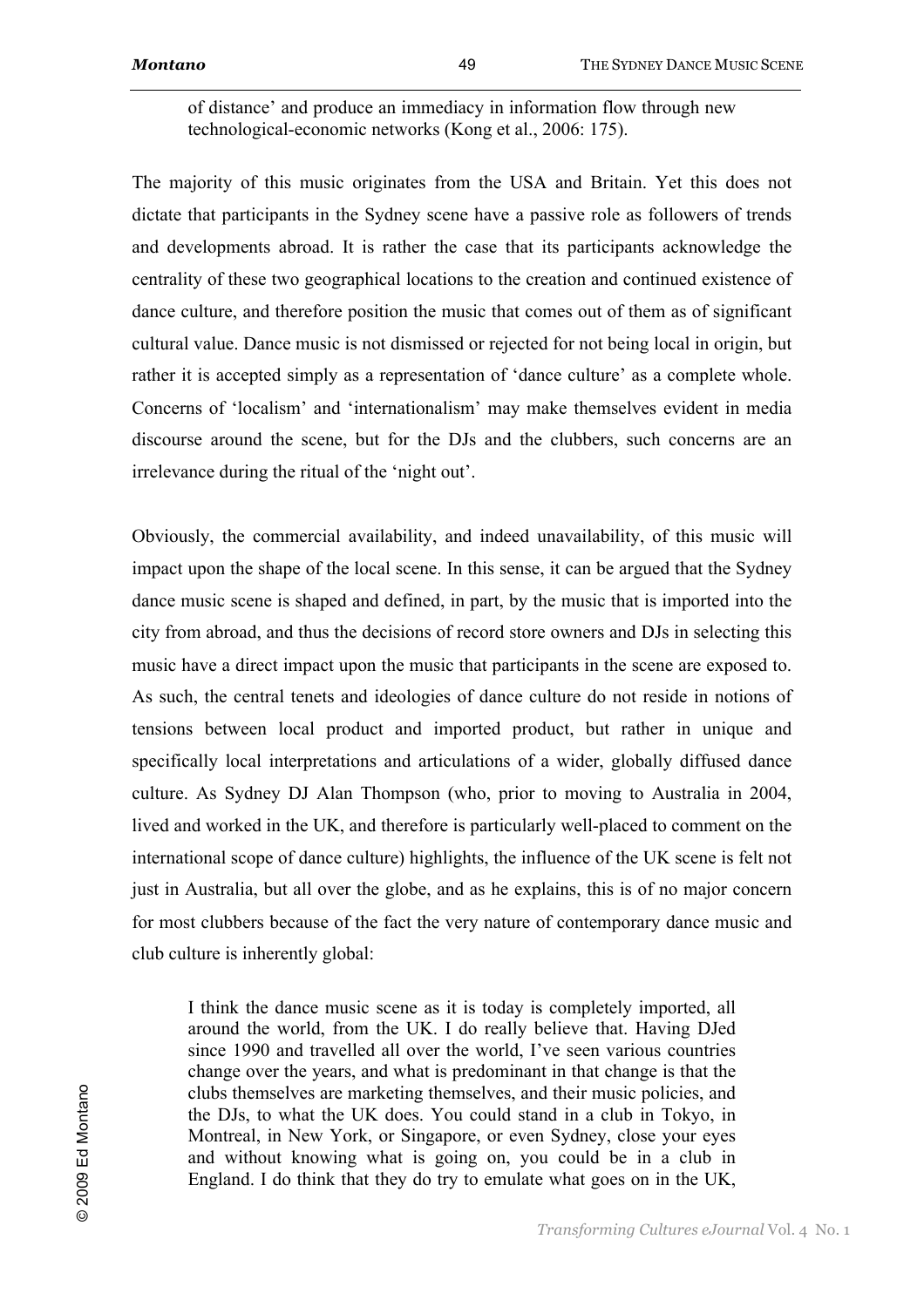> of distance' and produce an immediacy in information flow through new technological-economic networks (Kong et al., 2006: 175).

The majority of this music originates from the USA and Britain. Yet this does not dictate that participants in the Sydney scene have a passive role as followers of trends and developments abroad. It is rather the case that its participants acknowledge the centrality of these two geographical locations to the creation and continued existence of dance culture, and therefore position the music that comes out of them as of significant cultural value. Dance music is not dismissed or rejected for not being local in origin, but rather it is accepted simply as a representation of 'dance culture' as a complete whole. Concerns of 'localism' and 'internationalism' may make themselves evident in media discourse around the scene, but for the DJs and the clubbers, such concerns are an irrelevance during the ritual of the 'night out'.

Obviously, the commercial availability, and indeed unavailability, of this music will impact upon the shape of the local scene. In this sense, it can be argued that the Sydney dance music scene is shaped and defined, in part, by the music that is imported into the city from abroad, and thus the decisions of record store owners and DJs in selecting this music have a direct impact upon the music that participants in the scene are exposed to. As such, the central tenets and ideologies of dance culture do not reside in notions of tensions between local product and imported product, but rather in unique and specifically local interpretations and articulations of a wider, globally diffused dance culture. As Sydney DJ Alan Thompson (who, prior to moving to Australia in 2004, lived and worked in the UK, and therefore is particularly well-placed to comment on the international scope of dance culture) highlights, the influence of the UK scene is felt not just in Australia, but all over the globe, and as he explains, this is of no major concern for most clubbers because of the fact the very nature of contemporary dance music and club culture is inherently global:

> I think the dance music scene as it is today is completely imported, all around the world, from the UK. I do really believe that. Having DJed since 1990 and travelled all over the world, I've seen various countries change over the years, and what is predominant in that change is that the clubs themselves are marketing themselves, and their music policies, and the DJs, to what the UK does. You could stand in a club in Tokyo, in Montreal, in New York, or Singapore, or even Sydney, close your eyes and without knowing what is going on, you could be in a club in England. I do think that they do try to emulate what goes on in the UK,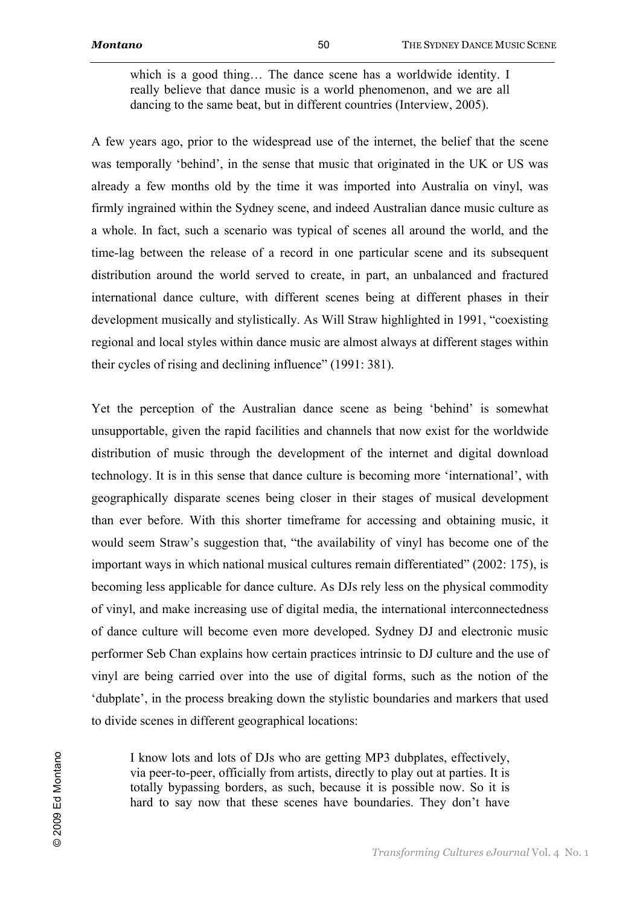> which is a good thing… The dance scene has a worldwide identity. I really believe that dance music is a world phenomenon, and we are all dancing to the same beat, but in different countries (Interview, 2005).

A few years ago, prior to the widespread use of the internet, the belief that the scene was temporally 'behind', in the sense that music that originated in the UK or US was already a few months old by the time it was imported into Australia on vinyl, was firmly ingrained within the Sydney scene, and indeed Australian dance music culture as a whole. In fact, such a scenario was typical of scenes all around the world, and the time-lag between the release of a record in one particular scene and its subsequent distribution around the world served to create, in part, an unbalanced and fractured international dance culture, with different scenes being at different phases in their development musically and stylistically. As Will Straw highlighted in 1991, "coexisting regional and local styles within dance music are almost always at different stages within their cycles of rising and declining influence" (1991: 381).

Yet the perception of the Australian dance scene as being 'behind' is somewhat unsupportable, given the rapid facilities and channels that now exist for the worldwide distribution of music through the development of the internet and digital download technology. It is in this sense that dance culture is becoming more 'international', with geographically disparate scenes being closer in their stages of musical development than ever before. With this shorter timeframe for accessing and obtaining music, it would seem Straw's suggestion that, "the availability of vinyl has become one of the important ways in which national musical cultures remain differentiated" (2002: 175), is becoming less applicable for dance culture. As DJs rely less on the physical commodity of vinyl, and make increasing use of digital media, the international interconnectedness of dance culture will become even more developed. Sydney DJ and electronic music performer Seb Chan explains how certain practices intrinsic to DJ culture and the use of vinyl are being carried over into the use of digital forms, such as the notion of the 'dubplate', in the process breaking down the stylistic boundaries and markers that used to divide scenes in different geographical locations:

> I know lots and lots of DJs who are getting MP3 dubplates, effectively, via peer-to-peer, officially from artists, directly to play out at parties. It is totally bypassing borders, as such, because it is possible now. So it is hard to say now that these scenes have boundaries. They don't have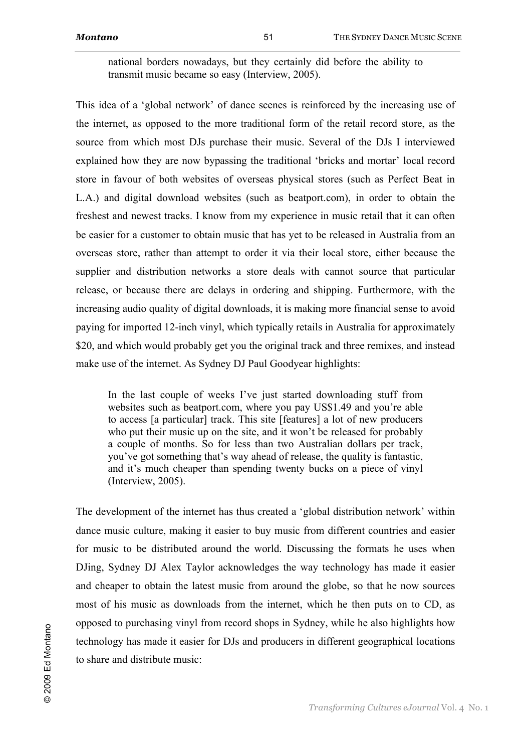> national borders nowadays, but they certainly did before the ability to transmit music became so easy (Interview, 2005).

This idea of a 'global network' of dance scenes is reinforced by the increasing use of the internet, as opposed to the more traditional form of the retail record store, as the source from which most DJs purchase their music. Several of the DJs I interviewed explained how they are now bypassing the traditional 'bricks and mortar' local record store in favour of both websites of overseas physical stores (such as Perfect Beat in L.A.) and digital download websites (such as beatport.com), in order to obtain the freshest and newest tracks. I know from my experience in music retail that it can often be easier for a customer to obtain music that has yet to be released in Australia from an overseas store, rather than attempt to order it via their local store, either because the supplier and distribution networks a store deals with cannot source that particular release, or because there are delays in ordering and shipping. Furthermore, with the increasing audio quality of digital downloads, it is making more financial sense to avoid paying for imported 12-inch vinyl, which typically retails in Australia for approximately $20, and which would probably get you the original track and three remixes, and instead make use of the internet. As Sydney DJ Paul Goodyear highlights:

> In the last couple of weeks I've just started downloading stuff from websites such as beatport.com, where you pay US$1.49 and you're able to access [a particular] track. This site [features] a lot of new producers who put their music up on the site, and it won't be released for probably a couple of months. So for less than two Australian dollars per track, you've got something that's way ahead of release, the quality is fantastic, and it's much cheaper than spending twenty bucks on a piece of vinyl (Interview, 2005).

The development of the internet has thus created a 'global distribution network' within dance music culture, making it easier to buy music from different countries and easier for music to be distributed around the world. Discussing the formats he uses when DJing, Sydney DJ Alex Taylor acknowledges the way technology has made it easier and cheaper to obtain the latest music from around the globe, so that he now sources most of his music as downloads from the internet, which he then puts on to CD, as opposed to purchasing vinyl from record shops in Sydney, while he also highlights how technology has made it easier for DJs and producers in different geographical locations to share and distribute music: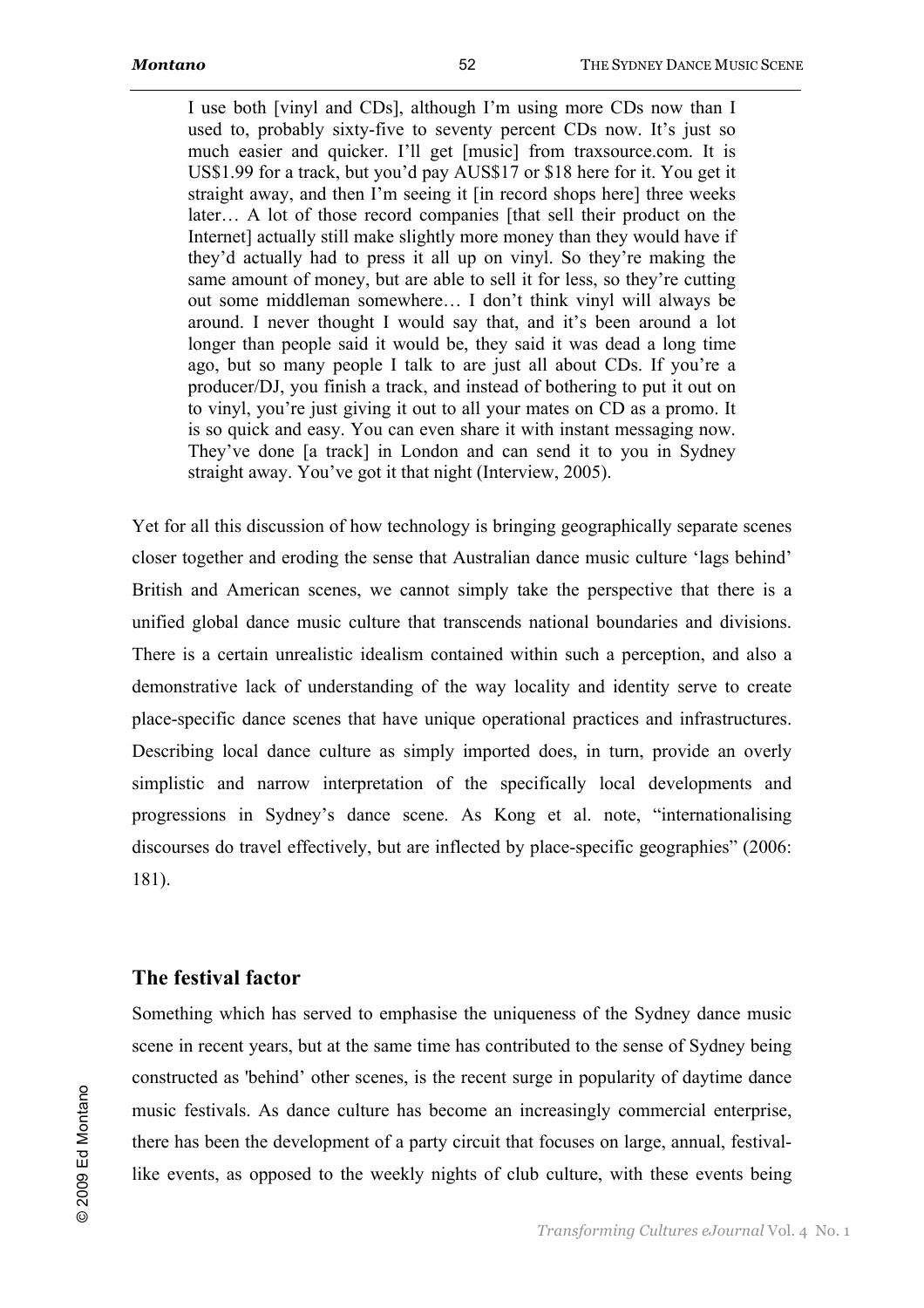> I use both [vinyl and CDs], although I'm using more CDs now than I used to, probably sixty-five to seventy percent CDs now. It's just so much easier and quicker. I'll get [music] from traxsource.com. It is US$1.99 for a track, but you'd pay AUS$17 or $18 here for it. You get it straight away, and then I'm seeing it [in record shops here] three weeks later… A lot of those record companies [that sell their product on the Internet] actually still make slightly more money than they would have if they'd actually had to press it all up on vinyl. So they're making the same amount of money, but are able to sell it for less, so they're cutting out some middleman somewhere… I don't think vinyl will always be around. I never thought I would say that, and it's been around a lot longer than people said it would be, they said it was dead a long time ago, but so many people I talk to are just all about CDs. If you're a producer/DJ, you finish a track, and instead of bothering to put it out on to vinyl, you're just giving it out to all your mates on CD as a promo. It is so quick and easy. You can even share it with instant messaging now. They've done [a track] in London and can send it to you in Sydney straight away. You've got it that night (Interview, 2005).

Yet for all this discussion of how technology is bringing geographically separate scenes closer together and eroding the sense that Australian dance music culture 'lags behind' British and American scenes, we cannot simply take the perspective that there is a unified global dance music culture that transcends national boundaries and divisions. There is a certain unrealistic idealism contained within such a perception, and also a demonstrative lack of understanding of the way locality and identity serve to create place-specific dance scenes that have unique operational practices and infrastructures. Describing local dance culture as simply imported does, in turn, provide an overly simplistic and narrow interpretation of the specifically local developments and progressions in Sydney's dance scene. As Kong et al. note, "internationalising discourses do travel effectively, but are inflected by place-specific geographies" (2006: 181).

## The festival factor

Something which has served to emphasise the uniqueness of the Sydney dance music scene in recent years, but at the same time has contributed to the sense of Sydney being constructed as 'behind' other scenes, is the recent surge in popularity of daytime dance music festivals. As dance culture has become an increasingly commercial enterprise, there has been the development of a party circuit that focuses on large, annual, festival-like events, as opposed to the weekly nights of club culture, with these events being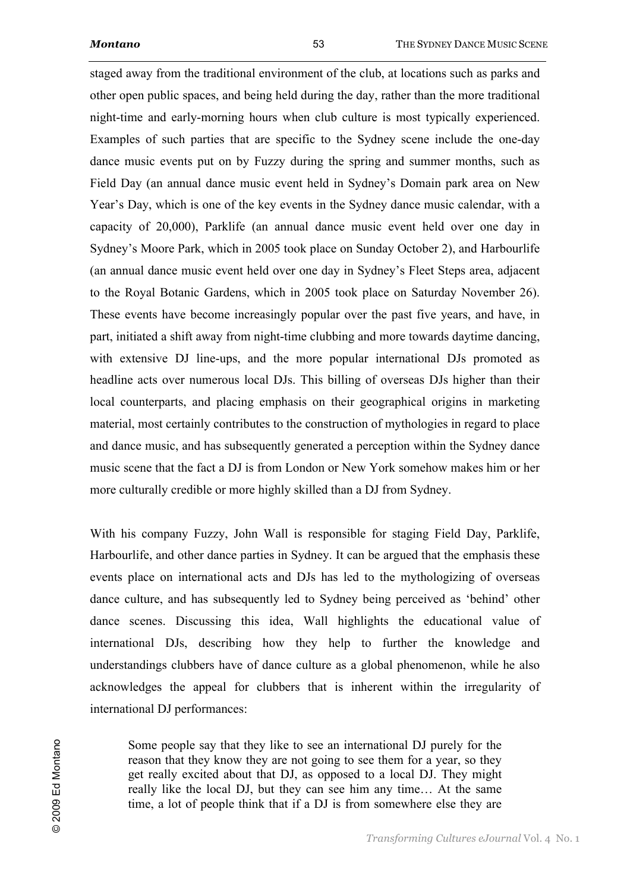staged away from the traditional environment of the club, at locations such as parks and other open public spaces, and being held during the day, rather than the more traditional night-time and early-morning hours when club culture is most typically experienced. Examples of such parties that are specific to the Sydney scene include the one-day dance music events put on by Fuzzy during the spring and summer months, such as Field Day (an annual dance music event held in Sydney's Domain park area on New Year's Day, which is one of the key events in the Sydney dance music calendar, with a capacity of 20,000), Parklife (an annual dance music event held over one day in Sydney's Moore Park, which in 2005 took place on Sunday October 2), and Harbourlife (an annual dance music event held over one day in Sydney's Fleet Steps area, adjacent to the Royal Botanic Gardens, which in 2005 took place on Saturday November 26). These events have become increasingly popular over the past five years, and have, in part, initiated a shift away from night-time clubbing and more towards daytime dancing, with extensive DJ line-ups, and the more popular international DJs promoted as headline acts over numerous local DJs. This billing of overseas DJs higher than their local counterparts, and placing emphasis on their geographical origins in marketing material, most certainly contributes to the construction of mythologies in regard to place and dance music, and has subsequently generated a perception within the Sydney dance music scene that the fact a DJ is from London or New York somehow makes him or her more culturally credible or more highly skilled than a DJ from Sydney.

With his company Fuzzy, John Wall is responsible for staging Field Day, Parklife, Harbourlife, and other dance parties in Sydney. It can be argued that the emphasis these events place on international acts and DJs has led to the mythologizing of overseas dance culture, and has subsequently led to Sydney being perceived as 'behind' other dance scenes. Discussing this idea, Wall highlights the educational value of international DJs, describing how they help to further the knowledge and understandings clubbers have of dance culture as a global phenomenon, while he also acknowledges the appeal for clubbers that is inherent within the irregularity of international DJ performances:

> Some people say that they like to see an international DJ purely for the reason that they know they are not going to see them for a year, so they get really excited about that DJ, as opposed to a local DJ. They might really like the local DJ, but they can see him any time… At the same time, a lot of people think that if a DJ is from somewhere else they are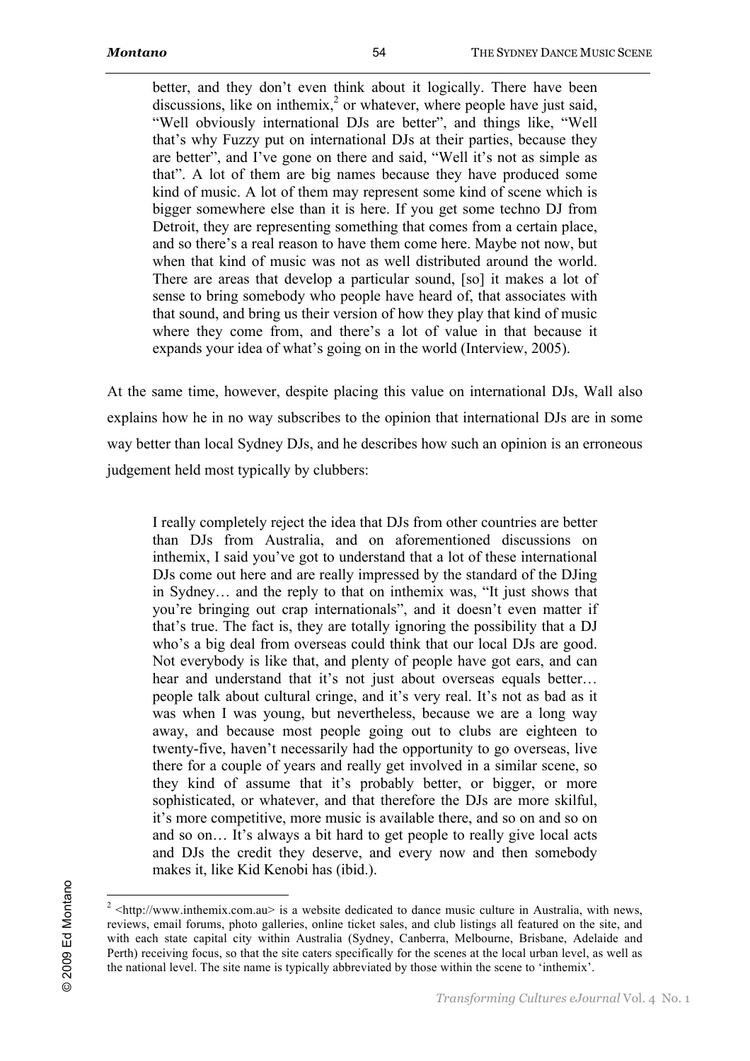> better, and they don't even think about it logically. There have been discussions, like on inthemix,[2] or whatever, where people have just said, "Well obviously international DJs are better", and things like, "Well that's why Fuzzy put on international DJs at their parties, because they are better", and I've gone on there and said, "Well it's not as simple as that". A lot of them are big names because they have produced some kind of music. A lot of them may represent some kind of scene which is bigger somewhere else than it is here. If you get some techno DJ from Detroit, they are representing something that comes from a certain place, and so there's a real reason to have them come here. Maybe not now, but when that kind of music was not as well distributed around the world. There are areas that develop a particular sound, [so] it makes a lot of sense to bring somebody who people have heard of, that associates with that sound, and bring us their version of how they play that kind of music where they come from, and there's a lot of value in that because it expands your idea of what's going on in the world (Interview, 2005).

At the same time, however, despite placing this value on international DJs, Wall also explains how he in no way subscribes to the opinion that international DJs are in some way better than local Sydney DJs, and he describes how such an opinion is an erroneous judgement held most typically by clubbers:

> I really completely reject the idea that DJs from other countries are better than DJs from Australia, and on aforementioned discussions on inthemix, I said you've got to understand that a lot of these international DJs come out here and are really impressed by the standard of the DJing in Sydney… and the reply to that on inthemix was, "It just shows that you're bringing out crap internationals", and it doesn't even matter if that's true. The fact is, they are totally ignoring the possibility that a DJ who's a big deal from overseas could think that our local DJs are good. Not everybody is like that, and plenty of people have got ears, and can hear and understand that it's not just about overseas equals better… people talk about cultural cringe, and it's very real. It's not as bad as it was when I was young, but nevertheless, because we are a long way away, and because most people going out to clubs are eighteen to twenty-five, haven't necessarily had the opportunity to go overseas, live there for a couple of years and really get involved in a similar scene, so they kind of assume that it's probably better, or bigger, or more sophisticated, or whatever, and that therefore the DJs are more skilful, it's more competitive, more music is available there, and so on and so on and so on… It's always a bit hard to get people to really give local acts and DJs the credit they deserve, and every now and then somebody makes it, like Kid Kenobi has (ibid.).

[2] <http://www.inthemix.com.au> is a website dedicated to dance music culture in Australia, with news, reviews, email forums, photo galleries, online ticket sales, and club listings all featured on the site, and with each state capital city within Australia (Sydney, Canberra, Melbourne, Brisbane, Adelaide and Perth) receiving focus, so that the site caters specifically for the scenes at the local urban level, as well as the national level. The site name is typically abbreviated by those within the scene to 'inthemix'.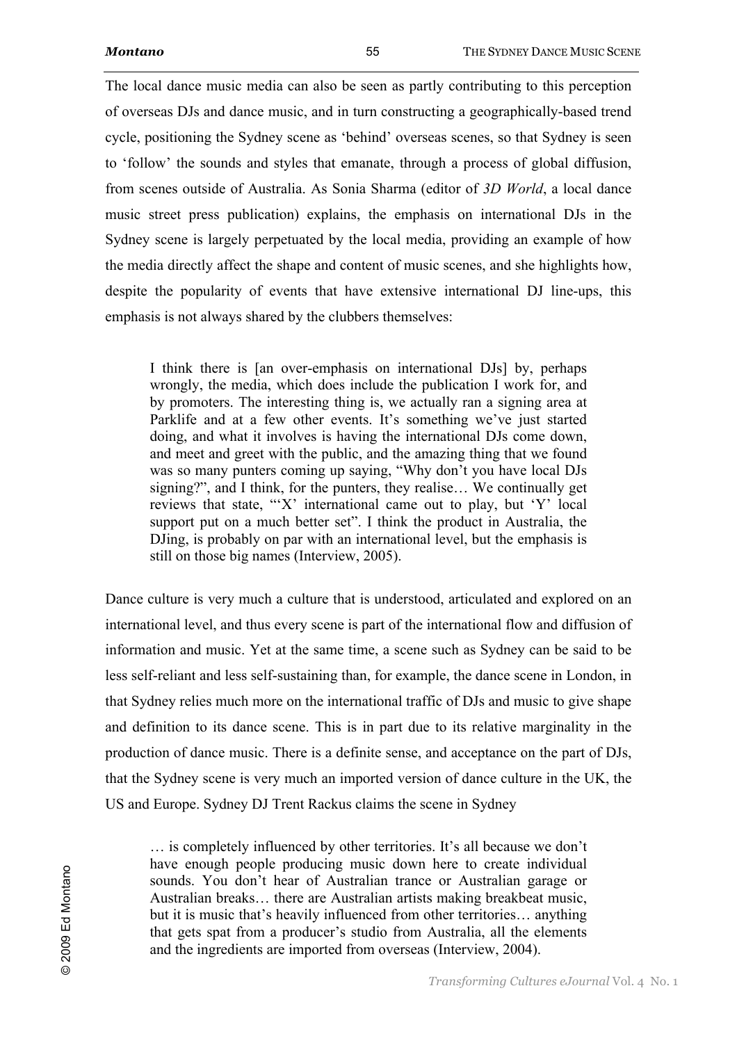The local dance music media can also be seen as partly contributing to this perception of overseas DJs and dance music, and in turn constructing a geographically-based trend cycle, positioning the Sydney scene as 'behind' overseas scenes, so that Sydney is seen to 'follow' the sounds and styles that emanate, through a process of global diffusion, from scenes outside of Australia. As Sonia Sharma (editor of *3D World*, a local dance music street press publication) explains, the emphasis on international DJs in the Sydney scene is largely perpetuated by the local media, providing an example of how the media directly affect the shape and content of music scenes, and she highlights how, despite the popularity of events that have extensive international DJ line-ups, this emphasis is not always shared by the clubbers themselves:

> I think there is [an over-emphasis on international DJs] by, perhaps wrongly, the media, which does include the publication I work for, and by promoters. The interesting thing is, we actually ran a signing area at Parklife and at a few other events. It's something we've just started doing, and what it involves is having the international DJs come down, and meet and greet with the public, and the amazing thing that we found was so many punters coming up saying, "Why don't you have local DJs signing?", and I think, for the punters, they realise… We continually get reviews that state, "'X' international came out to play, but 'Y' local support put on a much better set". I think the product in Australia, the DJing, is probably on par with an international level, but the emphasis is still on those big names (Interview, 2005).

Dance culture is very much a culture that is understood, articulated and explored on an international level, and thus every scene is part of the international flow and diffusion of information and music. Yet at the same time, a scene such as Sydney can be said to be less self-reliant and less self-sustaining than, for example, the dance scene in London, in that Sydney relies much more on the international traffic of DJs and music to give shape and definition to its dance scene. This is in part due to its relative marginality in the production of dance music. There is a definite sense, and acceptance on the part of DJs, that the Sydney scene is very much an imported version of dance culture in the UK, the US and Europe. Sydney DJ Trent Rackus claims the scene in Sydney

> … is completely influenced by other territories. It's all because we don't have enough people producing music down here to create individual sounds. You don't hear of Australian trance or Australian garage or Australian breaks… there are Australian artists making breakbeat music, but it is music that's heavily influenced from other territories… anything that gets spat from a producer's studio from Australia, all the elements and the ingredients are imported from overseas (Interview, 2004).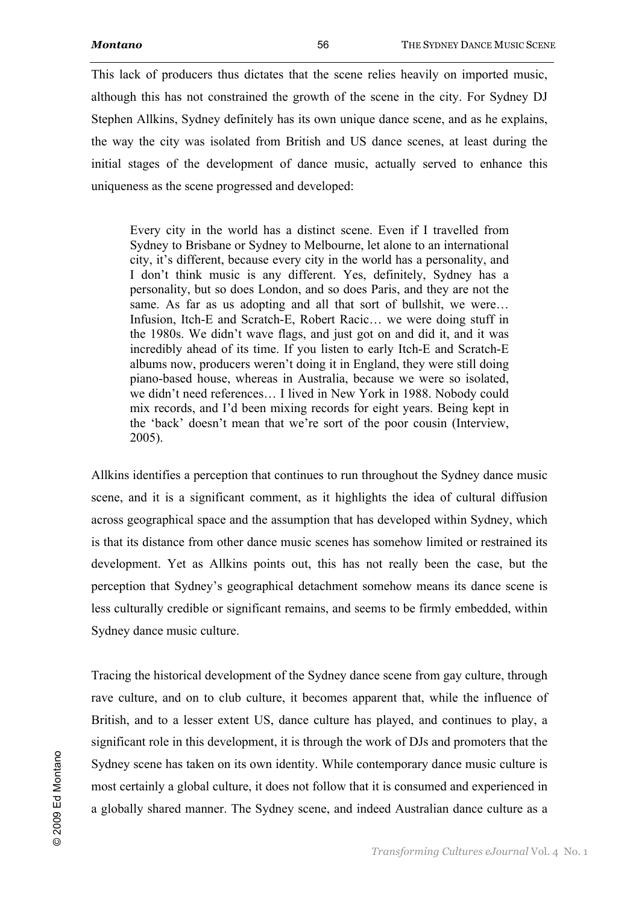This lack of producers thus dictates that the scene relies heavily on imported music, although this has not constrained the growth of the scene in the city. For Sydney DJ Stephen Allkins, Sydney definitely has its own unique dance scene, and as he explains, the way the city was isolated from British and US dance scenes, at least during the initial stages of the development of dance music, actually served to enhance this uniqueness as the scene progressed and developed:

> Every city in the world has a distinct scene. Even if I travelled from Sydney to Brisbane or Sydney to Melbourne, let alone to an international city, it's different, because every city in the world has a personality, and I don't think music is any different. Yes, definitely, Sydney has a personality, but so does London, and so does Paris, and they are not the same. As far as us adopting and all that sort of bullshit, we were… Infusion, Itch-E and Scratch-E, Robert Racic… we were doing stuff in the 1980s. We didn't wave flags, and just got on and did it, and it was incredibly ahead of its time. If you listen to early Itch-E and Scratch-E albums now, producers weren't doing it in England, they were still doing piano-based house, whereas in Australia, because we were so isolated, we didn't need references… I lived in New York in 1988. Nobody could mix records, and I'd been mixing records for eight years. Being kept in the 'back' doesn't mean that we're sort of the poor cousin (Interview, 2005).

Allkins identifies a perception that continues to run throughout the Sydney dance music scene, and it is a significant comment, as it highlights the idea of cultural diffusion across geographical space and the assumption that has developed within Sydney, which is that its distance from other dance music scenes has somehow limited or restrained its development. Yet as Allkins points out, this has not really been the case, but the perception that Sydney's geographical detachment somehow means its dance scene is less culturally credible or significant remains, and seems to be firmly embedded, within Sydney dance music culture.

Tracing the historical development of the Sydney dance scene from gay culture, through rave culture, and on to club culture, it becomes apparent that, while the influence of British, and to a lesser extent US, dance culture has played, and continues to play, a significant role in this development, it is through the work of DJs and promoters that the Sydney scene has taken on its own identity. While contemporary dance music culture is most certainly a global culture, it does not follow that it is consumed and experienced in a globally shared manner. The Sydney scene, and indeed Australian dance culture as a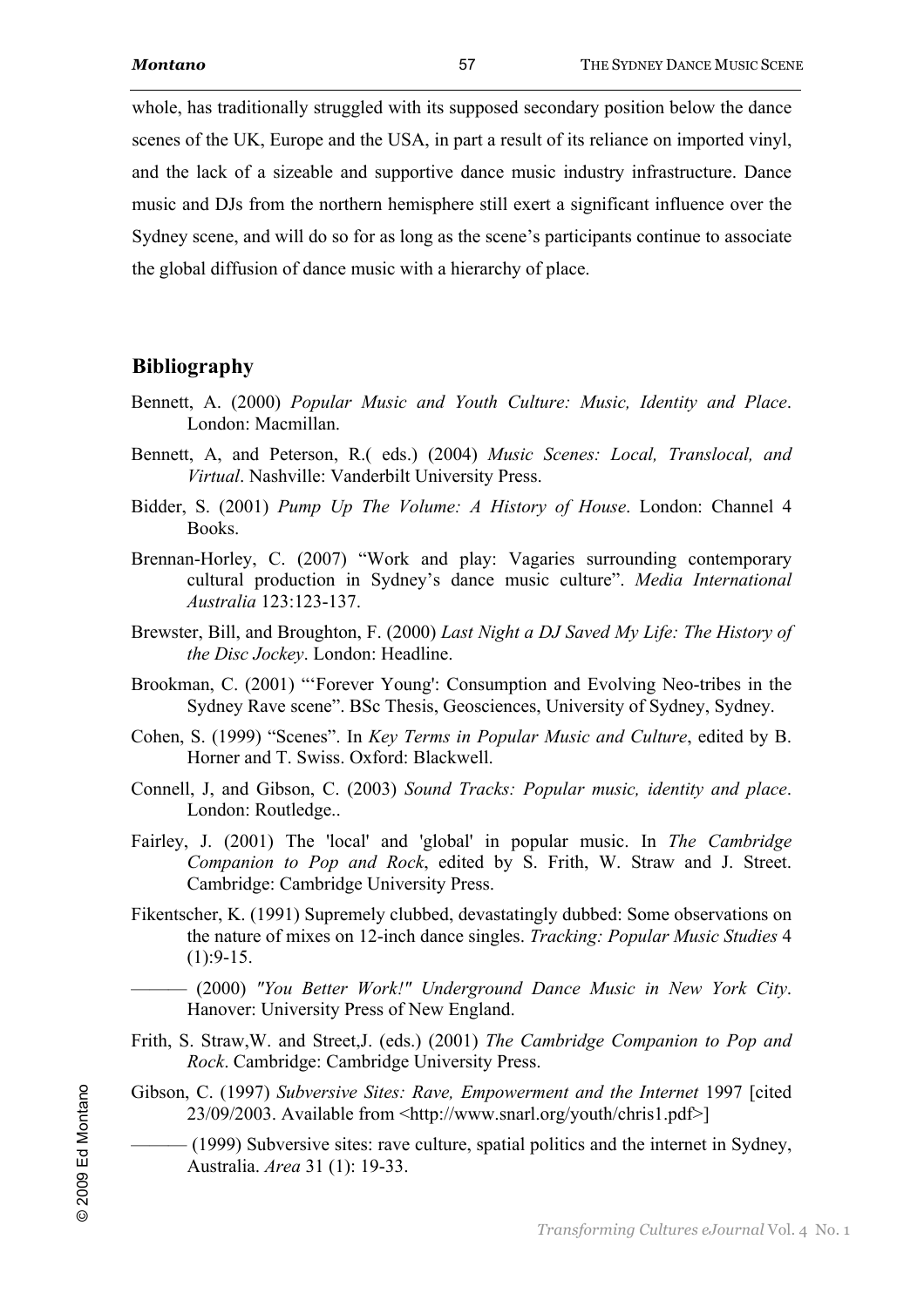whole, has traditionally struggled with its supposed secondary position below the dance scenes of the UK, Europe and the USA, in part a result of its reliance on imported vinyl, and the lack of a sizeable and supportive dance music industry infrastructure. Dance music and DJs from the northern hemisphere still exert a significant influence over the Sydney scene, and will do so for as long as the scene's participants continue to associate the global diffusion of dance music with a hierarchy of place.

## Bibliography

Bennett, A. (2000) *Popular Music and Youth Culture: Music, Identity and Place*. London: Macmillan.

Bennett, A, and Peterson, R.( eds.) (2004) *Music Scenes: Local, Translocal, and Virtual*. Nashville: Vanderbilt University Press.

Bidder, S. (2001) *Pump Up The Volume: A History of House*. London: Channel 4 Books.

Brennan-Horley, C. (2007) "Work and play: Vagaries surrounding contemporary cultural production in Sydney's dance music culture". *Media International Australia* 123:123-137.

Brewster, Bill, and Broughton, F. (2000) *Last Night a DJ Saved My Life: The History of the Disc Jockey*. London: Headline.

Brookman, C. (2001) "'Forever Young': Consumption and Evolving Neo-tribes in the Sydney Rave scene". BSc Thesis, Geosciences, University of Sydney, Sydney.

Cohen, S. (1999) "Scenes". In *Key Terms in Popular Music and Culture*, edited by B. Horner and T. Swiss. Oxford: Blackwell.

Connell, J, and Gibson, C. (2003) *Sound Tracks: Popular music, identity and place*. London: Routledge..

Fairley, J. (2001) The 'local' and 'global' in popular music. In *The Cambridge Companion to Pop and Rock*, edited by S. Frith, W. Straw and J. Street. Cambridge: Cambridge University Press.

Fikentscher, K. (1991) Supremely clubbed, devastatingly dubbed: Some observations on the nature of mixes on 12-inch dance singles. *Tracking: Popular Music Studies* 4 (1):9-15.

——— (2000) *"You Better Work!" Underground Dance Music in New York City*. Hanover: University Press of New England.

Frith, S. Straw,W. and Street,J. (eds.) (2001) *The Cambridge Companion to Pop and Rock*. Cambridge: Cambridge University Press.

Gibson, C. (1997) *Subversive Sites: Rave, Empowerment and the Internet* 1997 [cited 23/09/2003. Available from <http://www.snarl.org/youth/chris1.pdf>]

——— (1999) Subversive sites: rave culture, spatial politics and the internet in Sydney, Australia. *Area* 31 (1): 19-33.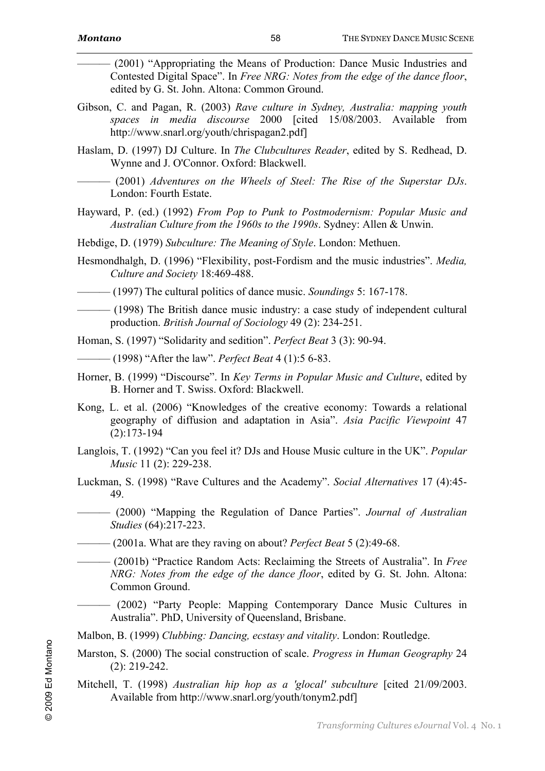——— (2001) "Appropriating the Means of Production: Dance Music Industries and Contested Digital Space". In *Free NRG: Notes from the edge of the dance floor*, edited by G. St. John. Altona: Common Ground.

Gibson, C. and Pagan, R. (2003) *Rave culture in Sydney, Australia: mapping youth spaces in media discourse* 2000 [cited 15/08/2003. Available from http://www.snarl.org/youth/chrispagan2.pdf]

Haslam, D. (1997) DJ Culture. In *The Clubcultures Reader*, edited by S. Redhead, D. Wynne and J. O'Connor. Oxford: Blackwell.

——— (2001) *Adventures on the Wheels of Steel: The Rise of the Superstar DJs*. London: Fourth Estate.

Hayward, P. (ed.) (1992) *From Pop to Punk to Postmodernism: Popular Music and Australian Culture from the 1960s to the 1990s*. Sydney: Allen & Unwin.

Hebdige, D. (1979) *Subculture: The Meaning of Style*. London: Methuen.

Hesmondhalgh, D. (1996) "Flexibility, post-Fordism and the music industries". *Media, Culture and Society* 18:469-488.

——— (1997) The cultural politics of dance music. *Soundings* 5: 167-178.

——— (1998) The British dance music industry: a case study of independent cultural production. *British Journal of Sociology* 49 (2): 234-251.

Homan, S. (1997) "Solidarity and sedition". *Perfect Beat* 3 (3): 90-94.

——— (1998) "After the law". *Perfect Beat* 4 (1):5 6-83.

Horner, B. (1999) "Discourse". In *Key Terms in Popular Music and Culture*, edited by B. Horner and T. Swiss. Oxford: Blackwell.

Kong, L. et al. (2006) "Knowledges of the creative economy: Towards a relational geography of diffusion and adaptation in Asia". *Asia Pacific Viewpoint* 47 (2):173-194

Langlois, T. (1992) "Can you feel it? DJs and House Music culture in the UK". *Popular Music* 11 (2): 229-238.

Luckman, S. (1998) "Rave Cultures and the Academy". *Social Alternatives* 17 (4):45-49.

——— (2000) "Mapping the Regulation of Dance Parties". *Journal of Australian Studies* (64):217-223.

——— (2001a. What are they raving on about? *Perfect Beat* 5 (2):49-68.

——— (2001b) "Practice Random Acts: Reclaiming the Streets of Australia". In *Free NRG: Notes from the edge of the dance floor*, edited by G. St. John. Altona: Common Ground.

——— (2002) "Party People: Mapping Contemporary Dance Music Cultures in Australia". PhD, University of Queensland, Brisbane.

Malbon, B. (1999) *Clubbing: Dancing, ecstasy and vitality*. London: Routledge.

Marston, S. (2000) The social construction of scale. *Progress in Human Geography* 24 (2): 219-242.

Mitchell, T. (1998) *Australian hip hop as a 'glocal' subculture* [cited 21/09/2003. Available from http://www.snarl.org/youth/tonym2.pdf]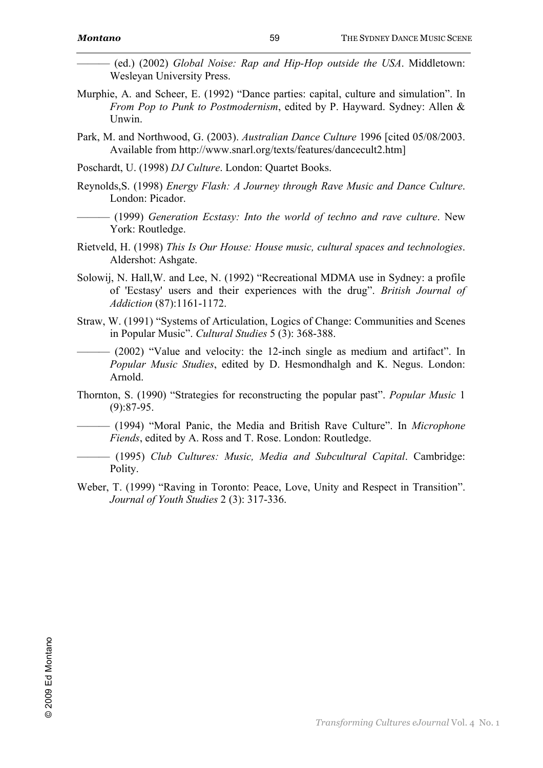——— (ed.) (2002) *Global Noise: Rap and Hip-Hop outside the USA*. Middletown: Wesleyan University Press.

Murphie, A. and Scheer, E. (1992) "Dance parties: capital, culture and simulation". In *From Pop to Punk to Postmodernism*, edited by P. Hayward. Sydney: Allen & Unwin.

Park, M. and Northwood, G. (2003). *Australian Dance Culture* 1996 [cited 05/08/2003. Available from http://www.snarl.org/texts/features/dancecult2.htm]

Poschardt, U. (1998) *DJ Culture*. London: Quartet Books.

Reynolds,S. (1998) *Energy Flash: A Journey through Rave Music and Dance Culture*. London: Picador.

——— (1999) *Generation Ecstasy: Into the world of techno and rave culture*. New York: Routledge.

Rietveld, H. (1998) *This Is Our House: House music, cultural spaces and technologies*. Aldershot: Ashgate.

Solowij, N. Hall,W. and Lee, N. (1992) "Recreational MDMA use in Sydney: a profile of 'Ecstasy' users and their experiences with the drug". *British Journal of Addiction* (87):1161-1172.

Straw, W. (1991) "Systems of Articulation, Logics of Change: Communities and Scenes in Popular Music". *Cultural Studies* 5 (3): 368-388.

——— (2002) "Value and velocity: the 12-inch single as medium and artifact". In *Popular Music Studies*, edited by D. Hesmondhalgh and K. Negus. London: Arnold.

Thornton, S. (1990) "Strategies for reconstructing the popular past". *Popular Music* 1 (9):87-95.

——— (1994) "Moral Panic, the Media and British Rave Culture". In *Microphone Fiends*, edited by A. Ross and T. Rose. London: Routledge.

——— (1995) *Club Cultures: Music, Media and Subcultural Capital*. Cambridge: Polity.

Weber, T. (1999) "Raving in Toronto: Peace, Love, Unity and Respect in Transition". *Journal of Youth Studies* 2 (3): 317-336.